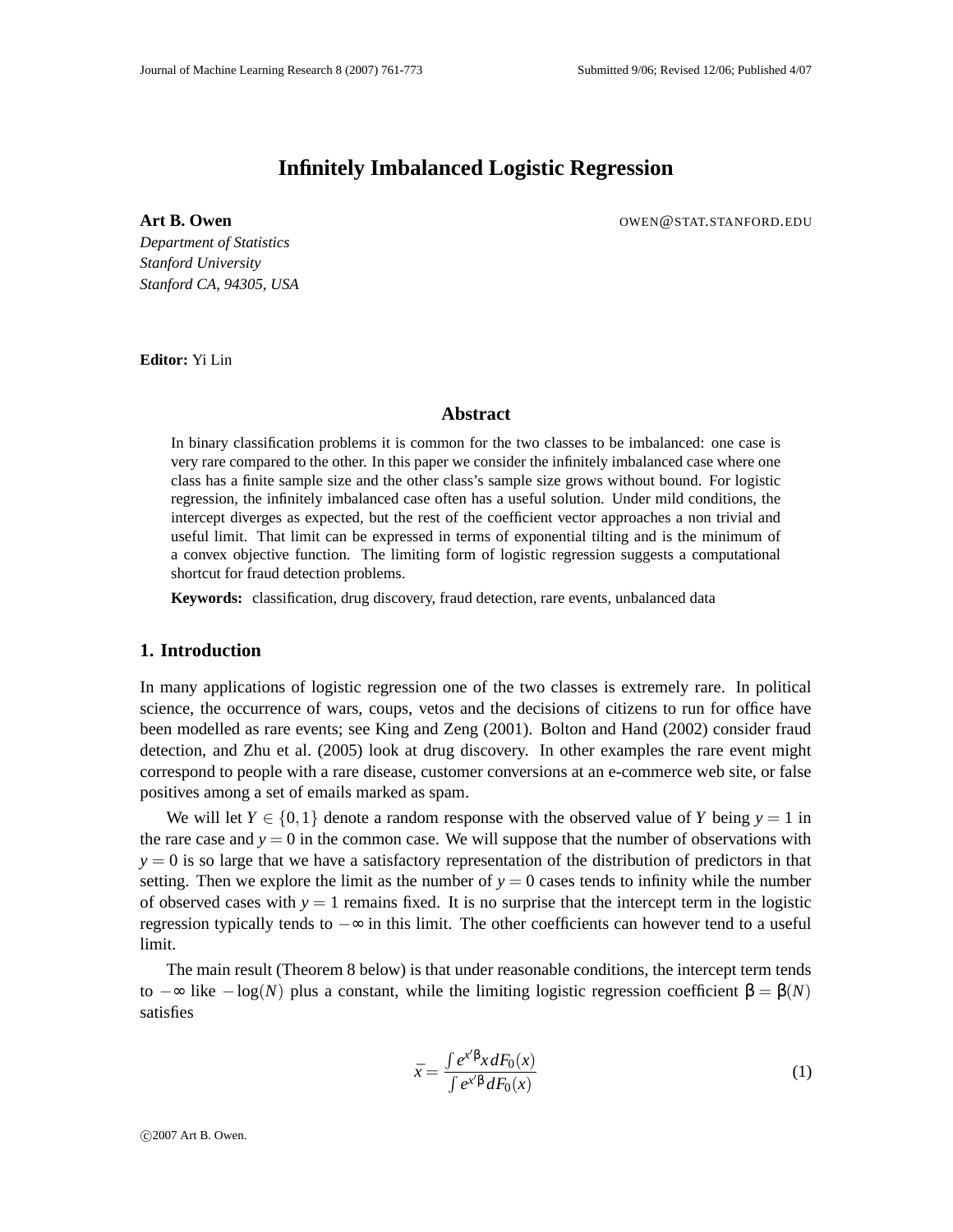# Infinitely Imbalanced Logistic Regression

**Art B. Owen** OWEN@STAT.STANFORD.EDU

*Department of Statistics*
*Stanford University*
*Stanford CA, 94305, USA*

**Editor:** Yi Lin

## Abstract

In binary classification problems it is common for the two classes to be imbalanced: one case is very rare compared to the other. In this paper we consider the infinitely imbalanced case where one class has a finite sample size and the other class's sample size grows without bound. For logistic regression, the infinitely imbalanced case often has a useful solution. Under mild conditions, the intercept diverges as expected, but the rest of the coefficient vector approaches a non trivial and useful limit. That limit can be expressed in terms of exponential tilting and is the minimum of a convex objective function. The limiting form of logistic regression suggests a computational shortcut for fraud detection problems.

**Keywords:** classification, drug discovery, fraud detection, rare events, unbalanced data

## 1. Introduction

In many applications of logistic regression one of the two classes is extremely rare. In political science, the occurrence of wars, coups, vetos and the decisions of citizens to run for office have been modelled as rare events; see King and Zeng (2001). Bolton and Hand (2002) consider fraud detection, and Zhu et al. (2005) look at drug discovery. In other examples the rare event might correspond to people with a rare disease, customer conversions at an e-commerce web site, or false positives among a set of emails marked as spam.

We will let $Y \in \{0,1\}$ denote a random response with the observed value of $Y$ being $y = 1$ in the rare case and $y = 0$ in the common case. We will suppose that the number of observations with $y = 0$ is so large that we have a satisfactory representation of the distribution of predictors in that setting. Then we explore the limit as the number of $y = 0$ cases tends to infinity while the number of observed cases with $y = 1$ remains fixed. It is no surprise that the intercept term in the logistic regression typically tends to $-\infty$ in this limit. The other coefficients can however tend to a useful limit.

The main result (Theorem 8 below) is that under reasonable conditions, the intercept term tends to $-\infty$ like $-\log(N)$ plus a constant, while the limiting logistic regression coefficient $\beta = \beta(N)$ satisfies

$$\bar{x} = \frac{\int e^{x'\beta} x \, dF_0(x)}{\int e^{x'\beta} \, dF_0(x)} \tag{1}$$

©2007 Art B. Owen.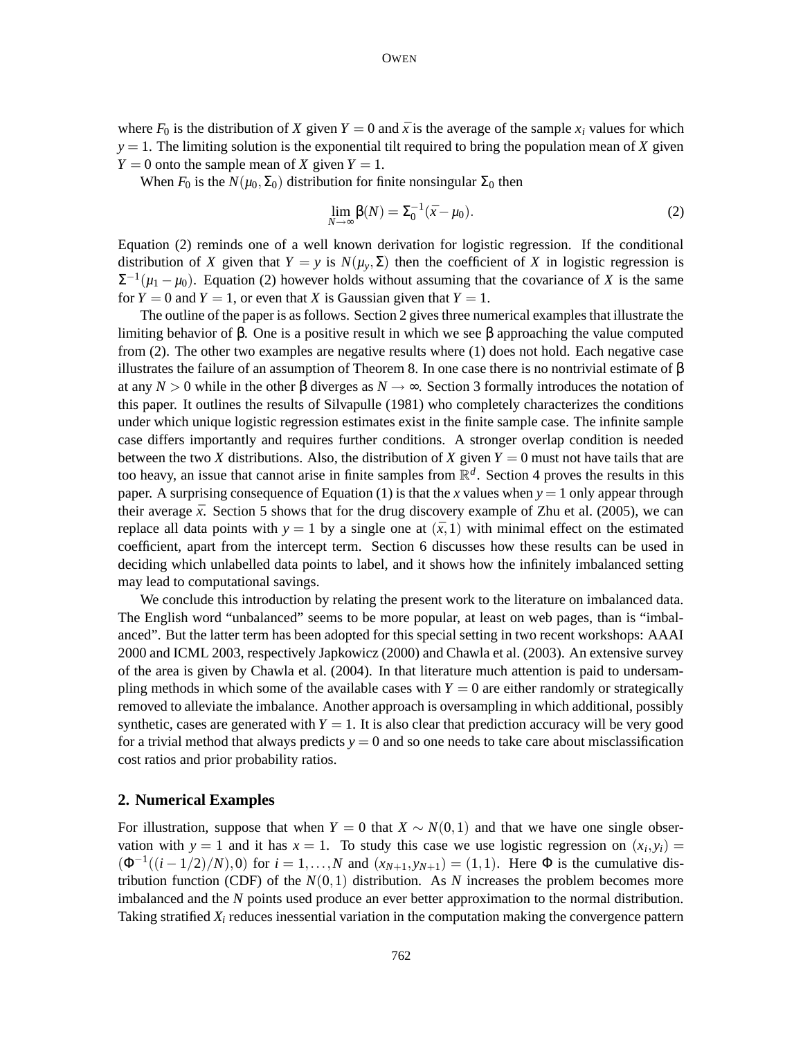where $F_0$ is the distribution of $X$ given $Y = 0$ and $\bar{x}$ is the average of the sample $x_i$ values for which $y = 1$. The limiting solution is the exponential tilt required to bring the population mean of $X$ given $Y = 0$ onto the sample mean of $X$ given $Y = 1$.

When $F_0$ is the $N(\mu_0, \Sigma_0)$ distribution for finite nonsingular $\Sigma_0$ then

$$\lim_{N\to\infty} \beta(N) = \Sigma_0^{-1}(\bar{x} - \mu_0). \tag{2}$$

Equation (2) reminds one of a well known derivation for logistic regression. If the conditional distribution of $X$ given that $Y = y$ is $N(\mu_y, \Sigma)$ then the coefficient of $X$ in logistic regression is $\Sigma^{-1}(\mu_1 - \mu_0)$. Equation (2) however holds without assuming that the covariance of $X$ is the same for $Y = 0$ and $Y = 1$, or even that $X$ is Gaussian given that $Y = 1$.

The outline of the paper is as follows. Section 2 gives three numerical examples that illustrate the limiting behavior of $\beta$. One is a positive result in which we see $\beta$ approaching the value computed from (2). The other two examples are negative results where (1) does not hold. Each negative case illustrates the failure of an assumption of Theorem 8. In one case there is no nontrivial estimate of $\beta$ at any $N > 0$ while in the other $\beta$ diverges as $N \to \infty$. Section 3 formally introduces the notation of this paper. It outlines the results of Silvapulle (1981) who completely characterizes the conditions under which unique logistic regression estimates exist in the finite sample case. The infinite sample case differs importantly and requires further conditions. A stronger overlap condition is needed between the two $X$ distributions. Also, the distribution of $X$ given $Y = 0$ must not have tails that are too heavy, an issue that cannot arise in finite samples from $\mathbb{R}^d$. Section 4 proves the results in this paper. A surprising consequence of Equation (1) is that the $x$ values when $y = 1$ only appear through their average $\bar{x}$. Section 5 shows that for the drug discovery example of Zhu et al. (2005), we can replace all data points with $y = 1$ by a single one at $(\bar{x}, 1)$ with minimal effect on the estimated coefficient, apart from the intercept term. Section 6 discusses how these results can be used in deciding which unlabelled data points to label, and it shows how the infinitely imbalanced setting may lead to computational savings.

We conclude this introduction by relating the present work to the literature on imbalanced data. The English word "unbalanced" seems to be more popular, at least on web pages, than is "imbalanced". But the latter term has been adopted for this special setting in two recent workshops: AAAI 2000 and ICML 2003, respectively Japkowicz (2000) and Chawla et al. (2003). An extensive survey of the area is given by Chawla et al. (2004). In that literature much attention is paid to undersampling methods in which some of the available cases with $Y = 0$ are either randomly or strategically removed to alleviate the imbalance. Another approach is oversampling in which additional, possibly synthetic, cases are generated with $Y = 1$. It is also clear that prediction accuracy will be very good for a trivial method that always predicts $y = 0$ and so one needs to take care about misclassification cost ratios and prior probability ratios.

## 2. Numerical Examples

For illustration, suppose that when $Y = 0$ that $X \sim N(0, 1)$ and that we have one single observation with $y = 1$ and it has $x = 1$. To study this case we use logistic regression on $(x_i, y_i) = (\Phi^{-1}((i - 1/2)/N), 0)$ for $i = 1, \ldots, N$ and $(x_{N+1}, y_{N+1}) = (1, 1)$. Here $\Phi$ is the cumulative distribution function (CDF) of the $N(0, 1)$ distribution. As $N$ increases the problem becomes more imbalanced and the $N$ points used produce an ever better approximation to the normal distribution. Taking stratified $X_i$ reduces inessential variation in the computation making the convergence pattern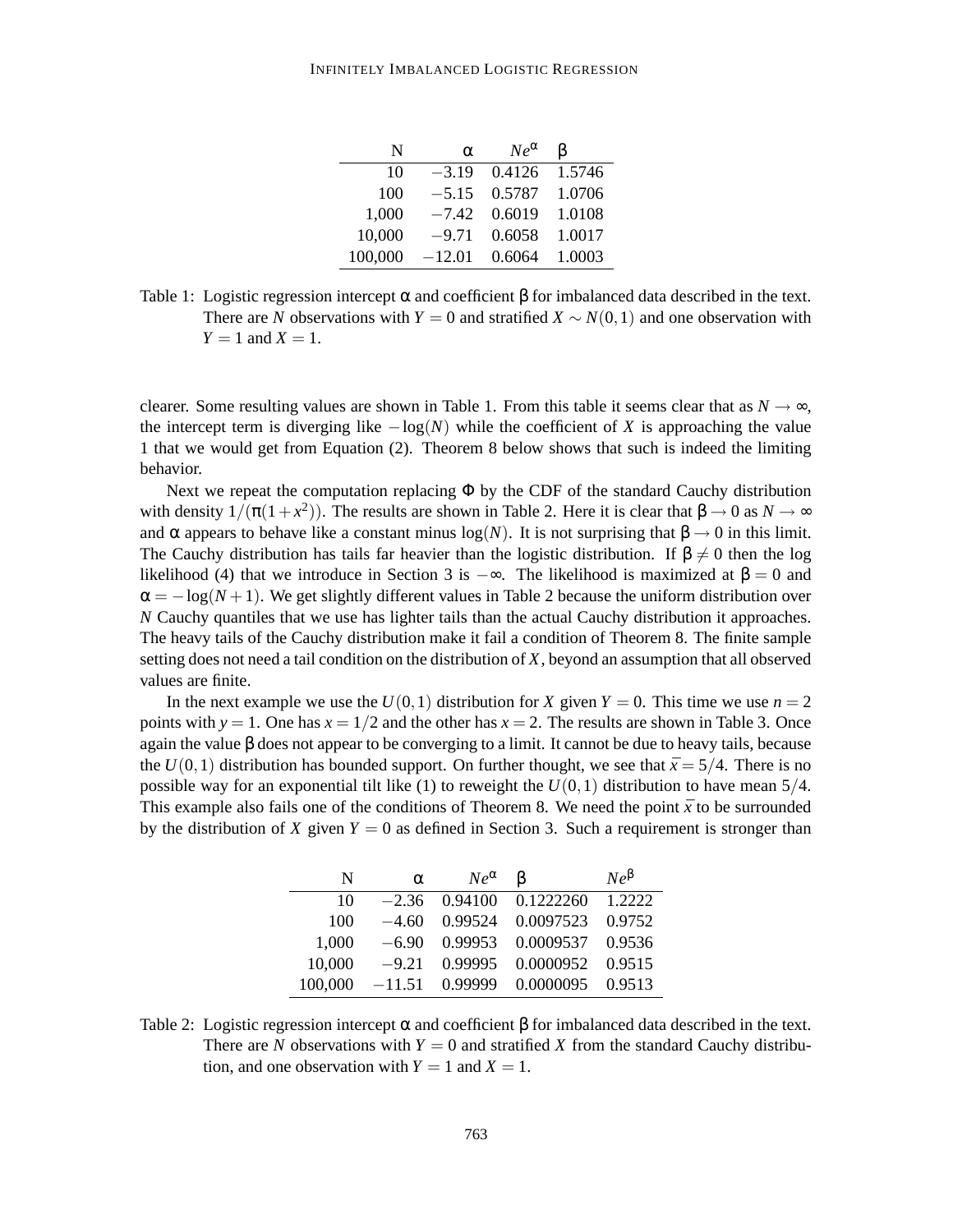| N | $\alpha$ | $Ne^{\alpha}$ | $\beta$ |
|---|---|---|---|
| 10 | $-3.19$ | 0.4126 | 1.5746 |
| 100 | $-5.15$ | 0.5787 | 1.0706 |
| 1,000 | $-7.42$ | 0.6019 | 1.0108 |
| 10,000 | $-9.71$ | 0.6058 | 1.0017 |
| 100,000 | $-12.01$ | 0.6064 | 1.0003 |

Table 1: Logistic regression intercept $\alpha$ and coefficient $\beta$ for imbalanced data described in the text. There are $N$ observations with $Y = 0$ and stratified $X \sim N(0,1)$ and one observation with $Y = 1$ and $X = 1$.

clearer. Some resulting values are shown in Table 1. From this table it seems clear that as $N \to \infty$, the intercept term is diverging like $-\log(N)$ while the coefficient of $X$ is approaching the value 1 that we would get from Equation (2). Theorem 8 below shows that such is indeed the limiting behavior.

Next we repeat the computation replacing $\Phi$ by the CDF of the standard Cauchy distribution with density $1/(\pi(1+x^2))$. The results are shown in Table 2. Here it is clear that $\beta \to 0$ as $N \to \infty$ and $\alpha$ appears to behave like a constant minus $\log(N)$. It is not surprising that $\beta \to 0$ in this limit. The Cauchy distribution has tails far heavier than the logistic distribution. If $\beta \neq 0$ then the log likelihood (4) that we introduce in Section 3 is $-\infty$. The likelihood is maximized at $\beta = 0$ and $\alpha = -\log(N+1)$. We get slightly different values in Table 2 because the uniform distribution over $N$ Cauchy quantiles that we use has lighter tails than the actual Cauchy distribution it approaches. The heavy tails of the Cauchy distribution make it fail a condition of Theorem 8. The finite sample setting does not need a tail condition on the distribution of $X$, beyond an assumption that all observed values are finite.

In the next example we use the $U(0,1)$ distribution for $X$ given $Y = 0$. This time we use $n = 2$ points with $y = 1$. One has $x = 1/2$ and the other has $x = 2$. The results are shown in Table 3. Once again the value $\beta$ does not appear to be converging to a limit. It cannot be due to heavy tails, because the $U(0,1)$ distribution has bounded support. On further thought, we see that $\bar{x} = 5/4$. There is no possible way for an exponential tilt like (1) to reweight the $U(0,1)$ distribution to have mean $5/4$. This example also fails one of the conditions of Theorem 8. We need the point $\bar{x}$ to be surrounded by the distribution of $X$ given $Y = 0$ as defined in Section 3. Such a requirement is stronger than

| N | $\alpha$ | $Ne^{\alpha}$ | $\beta$ | $Ne^{\beta}$ |
|---|---|---|---|---|
| 10 | $-2.36$ | 0.94100 | 0.1222260 | 1.2222 |
| 100 | $-4.60$ | 0.99524 | 0.0097523 | 0.9752 |
| 1,000 | $-6.90$ | 0.99953 | 0.0009537 | 0.9536 |
| 10,000 | $-9.21$ | 0.99995 | 0.0000952 | 0.9515 |
| 100,000 | $-11.51$ | 0.99999 | 0.0000095 | 0.9513 |

Table 2: Logistic regression intercept $\alpha$ and coefficient $\beta$ for imbalanced data described in the text. There are $N$ observations with $Y = 0$ and stratified $X$ from the standard Cauchy distribution, and one observation with $Y = 1$ and $X = 1$.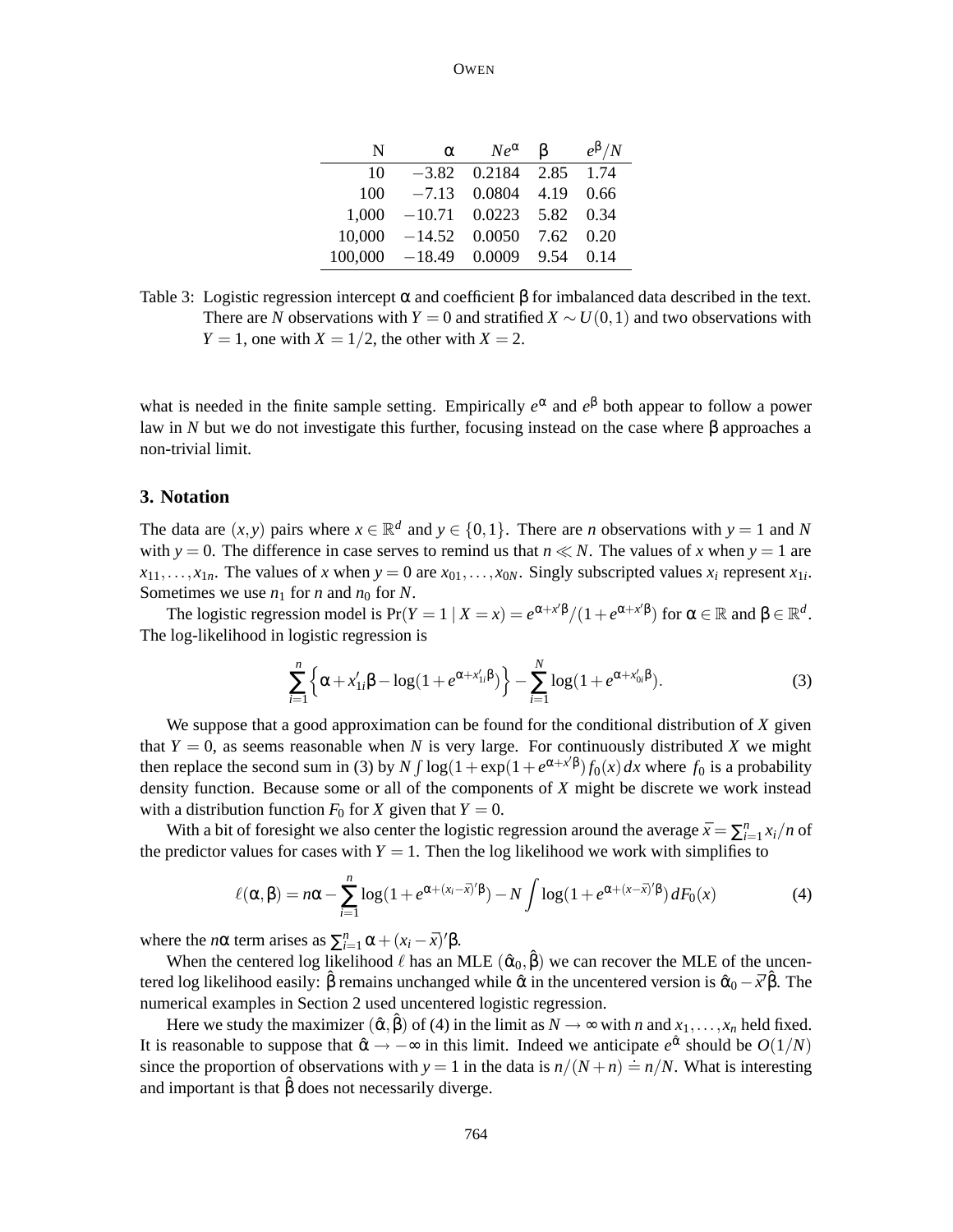| N | $\alpha$ | $Ne^{\alpha}$ | $\beta$ | $e^{\beta}/N$ |
|---|---|---|---|---|
| 10 | $-3.82$ | 0.2184 | 2.85 | 1.74 |
| 100 | $-7.13$ | 0.0804 | 4.19 | 0.66 |
| 1,000 | $-10.71$ | 0.0223 | 5.82 | 0.34 |
| 10,000 | $-14.52$ | 0.0050 | 7.62 | 0.20 |
| 100,000 | $-18.49$ | 0.0009 | 9.54 | 0.14 |

Table 3: Logistic regression intercept $\alpha$ and coefficient $\beta$ for imbalanced data described in the text. There are $N$ observations with $Y = 0$ and stratified $X \sim U(0,1)$ and two observations with $Y = 1$, one with $X = 1/2$, the other with $X = 2$.

what is needed in the finite sample setting. Empirically $e^{\alpha}$ and $e^{\beta}$ both appear to follow a power law in $N$ but we do not investigate this further, focusing instead on the case where $\beta$ approaches a non-trivial limit.

## 3. Notation

The data are $(x,y)$ pairs where $x \in \mathbb{R}^d$ and $y \in \{0,1\}$. There are $n$ observations with $y = 1$ and $N$ with $y = 0$. The difference in case serves to remind us that $n \ll N$. The values of $x$ when $y = 1$ are $x_{11},\dots,x_{1n}$. The values of $x$ when $y = 0$ are $x_{01},\dots,x_{0N}$. Singly subscripted values $x_i$ represent $x_{1i}$. Sometimes we use $n_1$ for $n$ and $n_0$ for $N$.

The logistic regression model is $\Pr(Y = 1 \mid X = x) = e^{\alpha+x'\beta}/(1+e^{\alpha+x'\beta})$ for $\alpha \in \mathbb{R}$ and $\beta \in \mathbb{R}^d$. The log-likelihood in logistic regression is

$$\sum_{i=1}^{n}\Big\{\alpha + x_{1i}'\beta - \log(1+e^{\alpha+x_{1i}'\beta})\Big\} - \sum_{i=1}^{N}\log(1+e^{\alpha+x_{0i}'\beta}). \tag{3}$$

We suppose that a good approximation can be found for the conditional distribution of $X$ given that $Y = 0$, as seems reasonable when $N$ is very large. For continuously distributed $X$ we might then replace the second sum in (3) by $N\int \log(1+\exp(1+e^{\alpha+x'\beta})f_0(x)\,dx$ where $f_0$ is a probability density function. Because some or all of the components of $X$ might be discrete we work instead with a distribution function $F_0$ for $X$ given that $Y = 0$.

With a bit of foresight we also center the logistic regression around the average $\bar{x} = \sum_{i=1}^{n} x_i/n$ of the predictor values for cases with $Y = 1$. Then the log likelihood we work with simplifies to

$$\ell(\alpha,\beta) = n\alpha - \sum_{i=1}^{n}\log(1+e^{\alpha+(x_i-\bar{x})'\beta}) - N\int \log(1+e^{\alpha+(x-\bar{x})'\beta})\,dF_0(x) \tag{4}$$

where the $n\alpha$ term arises as $\sum_{i=1}^{n}\alpha + (x_i - \bar{x})'\beta$.

When the centered log likelihood $\ell$ has an MLE $(\hat{\alpha}_0,\hat{\beta})$ we can recover the MLE of the uncentered log likelihood easily: $\hat{\beta}$ remains unchanged while $\hat{\alpha}$ in the uncentered version is $\hat{\alpha}_0 - \bar{x}'\hat{\beta}$. The numerical examples in Section 2 used uncentered logistic regression.

Here we study the maximizer $(\hat{\alpha},\hat{\beta})$ of (4) in the limit as $N \to \infty$ with $n$ and $x_1,\dots,x_n$ held fixed. It is reasonable to suppose that $\hat{\alpha} \to -\infty$ in this limit. Indeed we anticipate $e^{\hat{\alpha}}$ should be $O(1/N)$ since the proportion of observations with $y = 1$ in the data is $n/(N+n) \doteq n/N$. What is interesting and important is that $\hat{\beta}$ does not necessarily diverge.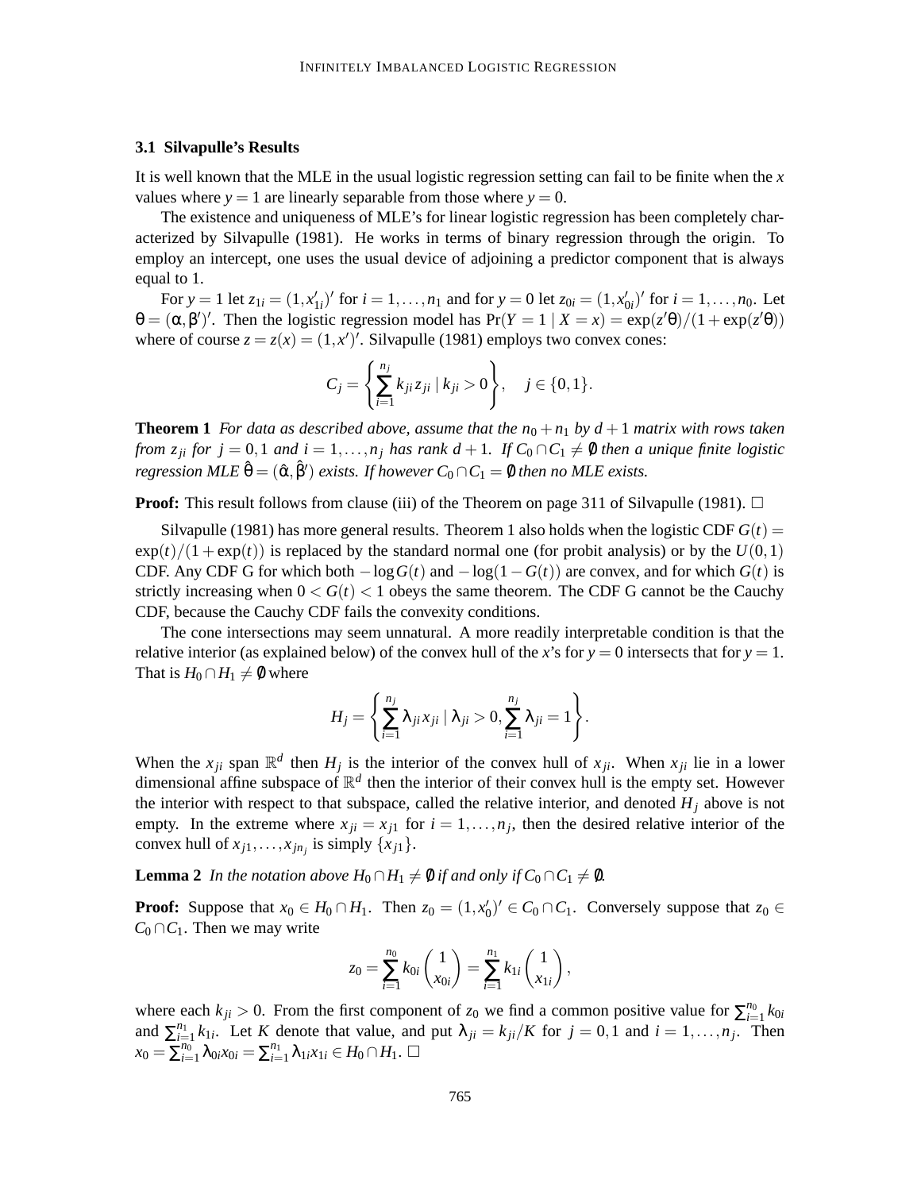### 3.1 Silvapulle's Results

It is well known that the MLE in the usual logistic regression setting can fail to be finite when the $x$ values where $y = 1$ are linearly separable from those where $y = 0$.

The existence and uniqueness of MLE's for linear logistic regression has been completely characterized by Silvapulle (1981). He works in terms of binary regression through the origin. To employ an intercept, one uses the usual device of adjoining a predictor component that is always equal to 1.

For $y = 1$ let $z_{1i} = (1, x_{1i}')'$ for $i = 1, \dots, n_1$ and for $y = 0$ let $z_{0i} = (1, x_{0i}')'$ for $i = 1, \dots, n_0$. Let $\theta = (\alpha, \beta')'$. Then the logistic regression model has $\Pr(Y = 1 \mid X = x) = \exp(z'\theta)/(1 + \exp(z'\theta))$ where of course $z = z(x) = (1, x')'$. Silvapulle (1981) employs two convex cones:

$$C_j = \left\{ \sum_{i=1}^{n_j} k_{ji} z_{ji} \mid k_{ji} > 0 \right\}, \quad j \in \{0, 1\}.$$

**Theorem 1** *For data as described above, assume that the $n_0 + n_1$ by $d + 1$ matrix with rows taken from $z_{ji}$ for $j = 0, 1$ and $i = 1, \dots, n_j$ has rank $d + 1$. If $C_0 \cap C_1 \neq \emptyset$ then a unique finite logistic regression MLE $\hat{\theta} = (\hat{\alpha}, \hat{\beta}')$ exists. If however $C_0 \cap C_1 = \emptyset$ then no MLE exists.*

**Proof:** This result follows from clause (iii) of the Theorem on page 311 of Silvapulle (1981). □

Silvapulle (1981) has more general results. Theorem 1 also holds when the logistic CDF $G(t) = \exp(t)/(1 + \exp(t))$ is replaced by the standard normal one (for probit analysis) or by the $U(0, 1)$ CDF. Any CDF G for which both $-\log G(t)$ and $-\log(1 - G(t))$ are convex, and for which $G(t)$ is strictly increasing when $0 < G(t) < 1$ obeys the same theorem. The CDF G cannot be the Cauchy CDF, because the Cauchy CDF fails the convexity conditions.

The cone intersections may seem unnatural. A more readily interpretable condition is that the relative interior (as explained below) of the convex hull of the $x$'s for $y = 0$ intersects that for $y = 1$. That is $H_0 \cap H_1 \neq \emptyset$ where

$$H_j = \left\{ \sum_{i=1}^{n_j} \lambda_{ji} x_{ji} \mid \lambda_{ji} > 0, \sum_{i=1}^{n_j} \lambda_{ji} = 1 \right\}.$$

When the $x_{ji}$ span $\mathbb{R}^d$ then $H_j$ is the interior of the convex hull of $x_{ji}$. When $x_{ji}$ lie in a lower dimensional affine subspace of $\mathbb{R}^d$ then the interior of their convex hull is the empty set. However the interior with respect to that subspace, called the relative interior, and denoted $H_j$ above is not empty. In the extreme where $x_{ji} = x_{j1}$ for $i = 1, \dots, n_j$, then the desired relative interior of the convex hull of $x_{j1}, \dots, x_{jn_j}$ is simply $\{x_{j1}\}$.

**Lemma 2** *In the notation above $H_0 \cap H_1 \neq \emptyset$ if and only if $C_0 \cap C_1 \neq \emptyset$.*

**Proof:** Suppose that $x_0 \in H_0 \cap H_1$. Then $z_0 = (1, x_0')' \in C_0 \cap C_1$. Conversely suppose that $z_0 \in C_0 \cap C_1$. Then we may write

$$z_0 = \sum_{i=1}^{n_0} k_{0i} \begin{pmatrix} 1 \\ x_{0i} \end{pmatrix} = \sum_{i=1}^{n_1} k_{1i} \begin{pmatrix} 1 \\ x_{1i} \end{pmatrix},$$

where each $k_{ji} > 0$. From the first component of $z_0$ we find a common positive value for $\sum_{i=1}^{n_0} k_{0i}$ and $\sum_{i=1}^{n_1} k_{1i}$. Let $K$ denote that value, and put $\lambda_{ji} = k_{ji}/K$ for $j = 0, 1$ and $i = 1, \dots, n_j$. Then $x_0 = \sum_{i=1}^{n_0} \lambda_{0i} x_{0i} = \sum_{i=1}^{n_1} \lambda_{1i} x_{1i} \in H_0 \cap H_1$. □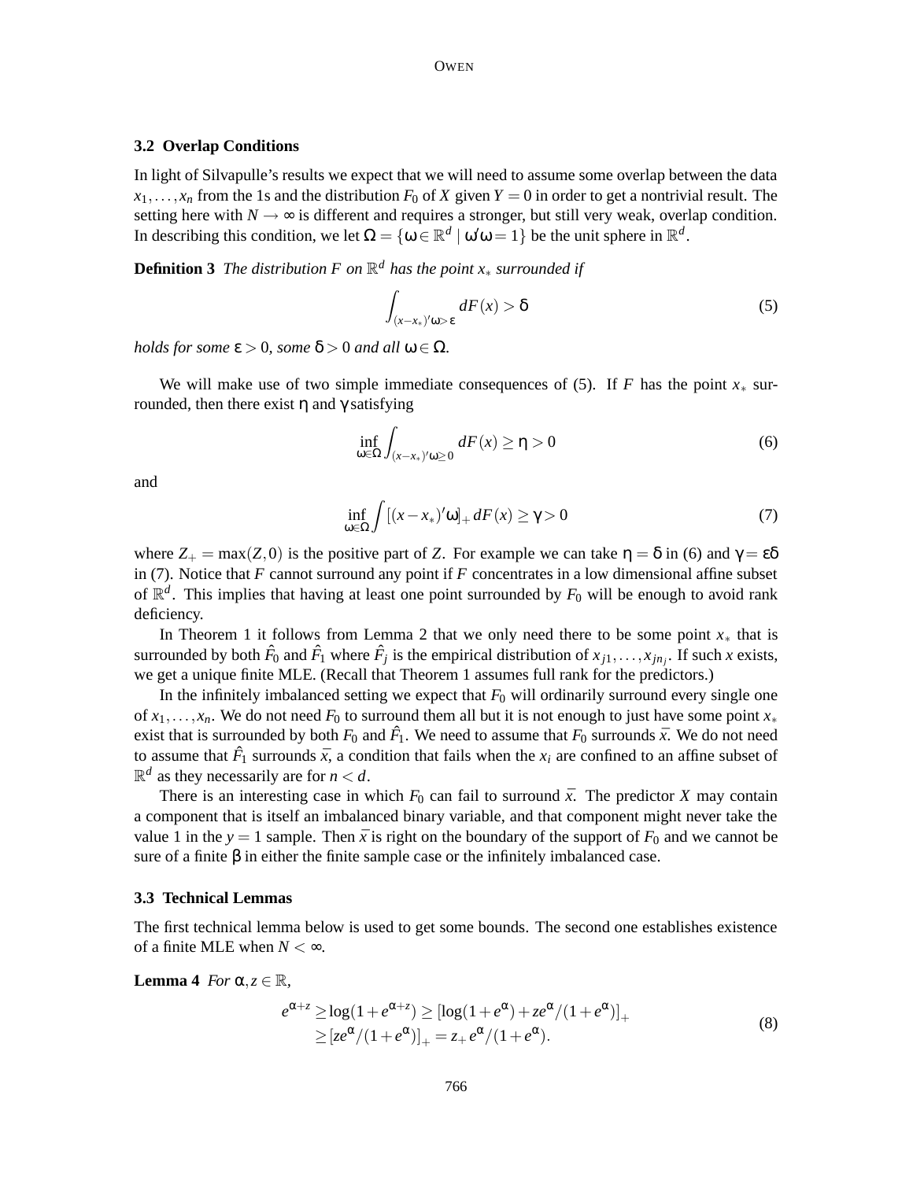### 3.2 Overlap Conditions

In light of Silvapulle's results we expect that we will need to assume some overlap between the data $x_1, \dots, x_n$ from the 1s and the distribution $F_0$ of $X$ given $Y = 0$ in order to get a nontrivial result. The setting here with $N \to \infty$ is different and requires a stronger, but still very weak, overlap condition. In describing this condition, we let $\Omega = \{\omega \in \mathbb{R}^d \mid \omega'\omega = 1\}$ be the unit sphere in $\mathbb{R}^d$.

**Definition 3** *The distribution $F$ on $\mathbb{R}^d$ has the point $x_*$ surrounded if*

$$\int_{(x-x_*)'\omega > \varepsilon} dF(x) > \delta \tag{5}$$

*holds for some $\varepsilon > 0$, some $\delta > 0$ and all $\omega \in \Omega$.*

We will make use of two simple immediate consequences of (5). If $F$ has the point $x_*$ surrounded, then there exist $\eta$ and $\gamma$ satisfying

$$\inf_{\omega \in \Omega} \int_{(x-x_*)'\omega \geq 0} dF(x) \geq \eta > 0 \tag{6}$$

and

$$\inf_{\omega \in \Omega} \int [(x - x_*)'\omega]_+ \, dF(x) \geq \gamma > 0 \tag{7}$$

where $Z_+ = \max(Z, 0)$ is the positive part of $Z$. For example we can take $\eta = \delta$ in (6) and $\gamma = \varepsilon\delta$ in (7). Notice that $F$ cannot surround any point if $F$ concentrates in a low dimensional affine subset of $\mathbb{R}^d$. This implies that having at least one point surrounded by $F_0$ will be enough to avoid rank deficiency.

In Theorem 1 it follows from Lemma 2 that we only need there to be some point $x_*$ that is surrounded by both $\hat{F}_0$ and $\hat{F}_1$ where $\hat{F}_j$ is the empirical distribution of $x_{j1}, \dots, x_{jn_j}$. If such $x$ exists, we get a unique finite MLE. (Recall that Theorem 1 assumes full rank for the predictors.)

In the infinitely imbalanced setting we expect that $F_0$ will ordinarily surround every single one of $x_1, \dots, x_n$. We do not need $F_0$ to surround them all but it is not enough to just have some point $x_*$ exist that is surrounded by both $F_0$ and $\hat{F}_1$. We need to assume that $F_0$ surrounds $\bar{x}$. We do not need to assume that $\hat{F}_1$ surrounds $\bar{x}$, a condition that fails when the $x_i$ are confined to an affine subset of $\mathbb{R}^d$ as they necessarily are for $n < d$.

There is an interesting case in which $F_0$ can fail to surround $\bar{x}$. The predictor $X$ may contain a component that is itself an imbalanced binary variable, and that component might never take the value 1 in the $y = 1$ sample. Then $\bar{x}$ is right on the boundary of the support of $F_0$ and we cannot be sure of a finite $\beta$ in either the finite sample case or the infinitely imbalanced case.

### 3.3 Technical Lemmas

The first technical lemma below is used to get some bounds. The second one establishes existence of a finite MLE when $N < \infty$.

**Lemma 4** *For $\alpha, z \in \mathbb{R}$,*

$$\begin{aligned} e^{\alpha+z} &\geq \log(1 + e^{\alpha+z}) \geq [\log(1 + e^{\alpha}) + ze^{\alpha}/(1 + e^{\alpha})]_+ \\ &\geq [ze^{\alpha}/(1 + e^{\alpha})]_+ = z_+ e^{\alpha}/(1 + e^{\alpha}). \end{aligned} \tag{8}$$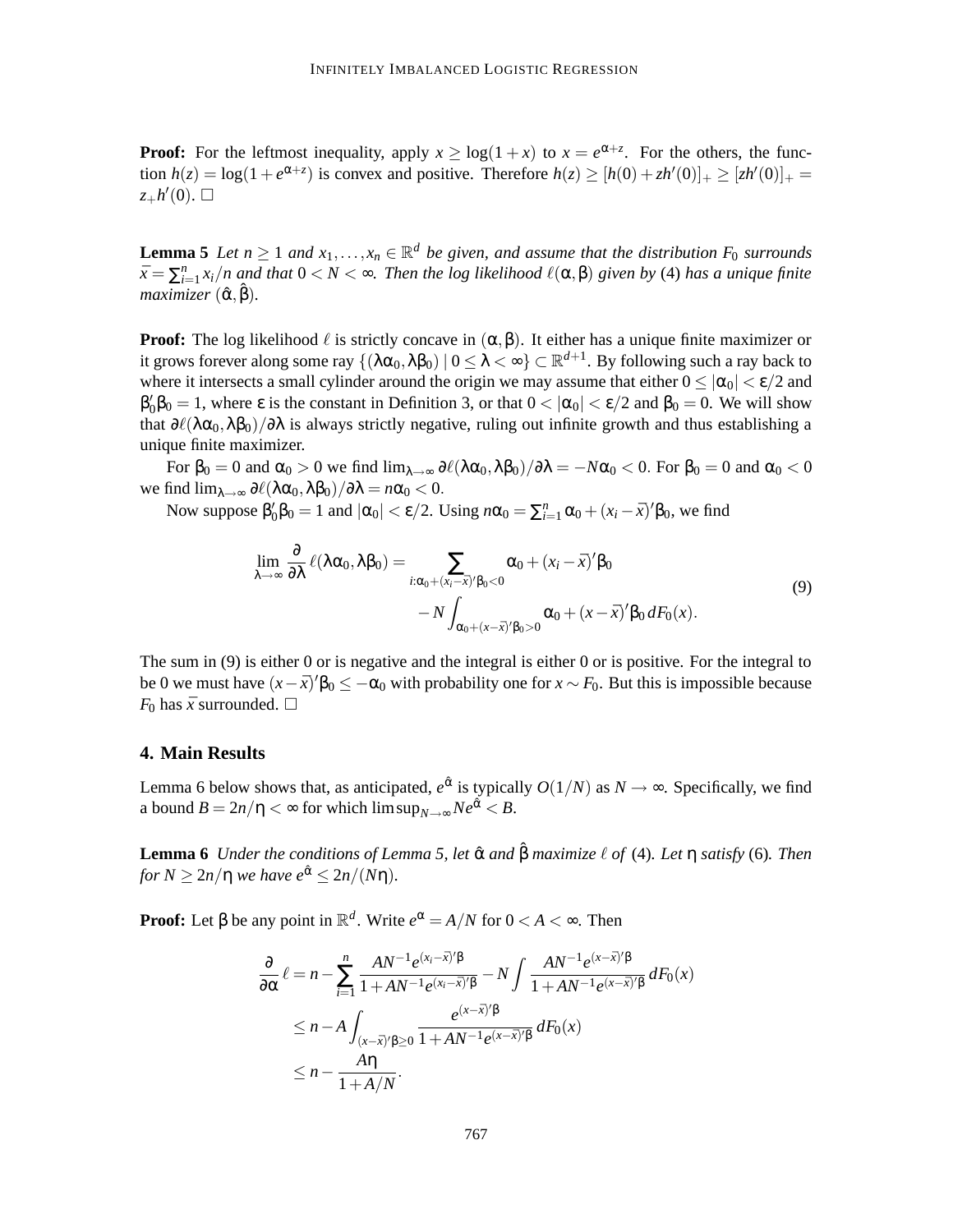**Proof:** For the leftmost inequality, apply $x \geq \log(1+x)$ to $x = e^{\alpha+z}$. For the others, the function $h(z) = \log(1+e^{\alpha+z})$ is convex and positive. Therefore $h(z) \geq [h(0)+zh'(0)]_+ \geq [zh'(0)]_+ = z_+h'(0)$. $\square$

**Lemma 5** *Let $n \geq 1$ and $x_1,\dots,x_n \in \mathbb{R}^d$ be given, and assume that the distribution $F_0$ surrounds $\bar{x} = \sum_{i=1}^n x_i/n$ and that $0 < N < \infty$. Then the log likelihood $\ell(\alpha,\beta)$ given by* (4) *has a unique finite maximizer $(\hat\alpha,\hat\beta)$.*

**Proof:** The log likelihood $\ell$ is strictly concave in $(\alpha,\beta)$. It either has a unique finite maximizer or it grows forever along some ray $\{(\lambda\alpha_0,\lambda\beta_0) \mid 0 \leq \lambda < \infty\} \subset \mathbb{R}^{d+1}$. By following such a ray back to where it intersects a small cylinder around the origin we may assume that either $0 \leq |\alpha_0| < \varepsilon/2$ and $\beta_0'\beta_0 = 1$, where $\varepsilon$ is the constant in Definition 3, or that $0 < |\alpha_0| < \varepsilon/2$ and $\beta_0 = 0$. We will show that $\partial\ell(\lambda\alpha_0,\lambda\beta_0)/\partial\lambda$ is always strictly negative, ruling out infinite growth and thus establishing a unique finite maximizer.

For $\beta_0 = 0$ and $\alpha_0 > 0$ we find $\lim_{\lambda\to\infty}\partial\ell(\lambda\alpha_0,\lambda\beta_0)/\partial\lambda = -N\alpha_0 < 0$. For $\beta_0 = 0$ and $\alpha_0 < 0$ we find $\lim_{\lambda\to\infty}\partial\ell(\lambda\alpha_0,\lambda\beta_0)/\partial\lambda = n\alpha_0 < 0$.

Now suppose $\beta_0'\beta_0 = 1$ and $|\alpha_0| < \varepsilon/2$. Using $n\alpha_0 = \sum_{i=1}^n \alpha_0 + (x_i-\bar{x})'\beta_0$, we find

$$
\begin{aligned}
\lim_{\lambda\to\infty}\frac{\partial}{\partial\lambda}\ell(\lambda\alpha_0,\lambda\beta_0) = &\sum_{i:\alpha_0+(x_i-\bar{x})'\beta_0<0} \alpha_0 + (x_i-\bar{x})'\beta_0 \\
&- N\int_{\alpha_0+(x-\bar{x})'\beta_0>0} \alpha_0 + (x-\bar{x})'\beta_0\, dF_0(x).
\end{aligned}
\tag{9}
$$

The sum in (9) is either 0 or is negative and the integral is either 0 or is positive. For the integral to be 0 we must have $(x-\bar{x})'\beta_0 \leq -\alpha_0$ with probability one for $x \sim F_0$. But this is impossible because $F_0$ has $\bar{x}$ surrounded. $\square$

## 4. Main Results

Lemma 6 below shows that, as anticipated, $e^{\hat\alpha}$ is typically $O(1/N)$ as $N \to \infty$. Specifically, we find a bound $B = 2n/\eta < \infty$ for which $\limsup_{N\to\infty} Ne^{\hat\alpha} < B$.

**Lemma 6** *Under the conditions of Lemma 5, let $\hat\alpha$ and $\hat\beta$ maximize $\ell$ of* (4)*. Let $\eta$ satisfy* (6)*. Then for $N \geq 2n/\eta$ we have $e^{\hat\alpha} \leq 2n/(N\eta)$.*

**Proof:** Let $\beta$ be any point in $\mathbb{R}^d$. Write $e^\alpha = A/N$ for $0 < A < \infty$. Then

$$
\begin{aligned}
\frac{\partial}{\partial\alpha}\ell &= n - \sum_{i=1}^n \frac{AN^{-1}e^{(x_i-\bar{x})'\beta}}{1+AN^{-1}e^{(x_i-\bar{x})'\beta}} - N\int \frac{AN^{-1}e^{(x-\bar{x})'\beta}}{1+AN^{-1}e^{(x-\bar{x})'\beta}}\,dF_0(x) \\
&\leq n - A\int_{(x-\bar{x})'\beta\geq 0} \frac{e^{(x-\bar{x})'\beta}}{1+AN^{-1}e^{(x-\bar{x})'\beta}}\,dF_0(x) \\
&\leq n - \frac{A\eta}{1+A/N}.
\end{aligned}
$$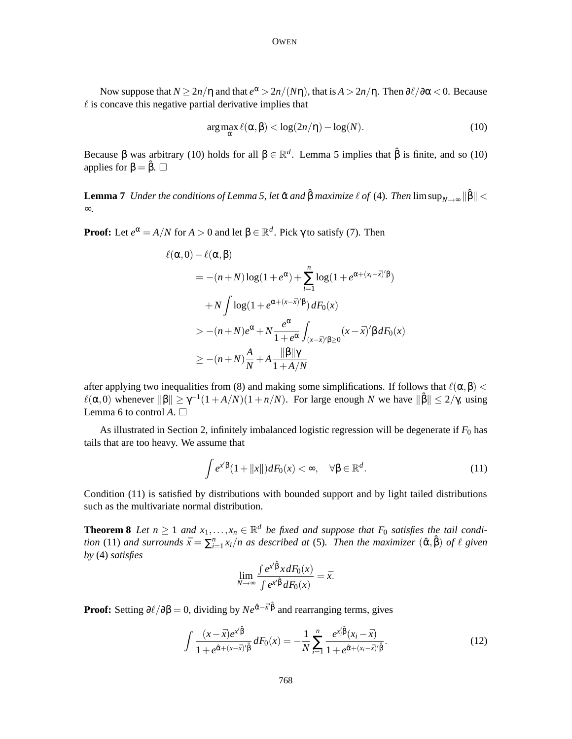Now suppose that $N \geq 2n/\eta$ and that $e^{\alpha} > 2n/(N\eta)$, that is $A > 2n/\eta$. Then $\partial\ell/\partial\alpha < 0$. Because $\ell$ is concave this negative partial derivative implies that

$$\arg\max_{\alpha} \ell(\alpha, \beta) < \log(2n/\eta) - \log(N). \tag{10}$$

Because $\beta$ was arbitrary (10) holds for all $\beta \in \mathbb{R}^d$. Lemma 5 implies that $\hat{\beta}$ is finite, and so (10) applies for $\beta = \hat{\beta}$. $\square$

**Lemma 7** *Under the conditions of Lemma 5, let $\hat{\alpha}$ and $\hat{\beta}$ maximize $\ell$ of* (4). *Then* $\limsup_{N\to\infty} \|\hat{\beta}\| < \infty$.

**Proof:** Let $e^{\alpha} = A/N$ for $A > 0$ and let $\beta \in \mathbb{R}^d$. Pick $\gamma$ to satisfy (7). Then

$$\begin{aligned}
&\ell(\alpha, 0) - \ell(\alpha, \beta) \\
&\quad = -(n+N)\log(1+e^{\alpha}) + \sum_{i=1}^{n} \log(1+e^{\alpha+(x_i-\bar{x})'\beta}) \\
&\qquad + N\int \log(1+e^{\alpha+(x-\bar{x})'\beta})\, dF_0(x) \\
&\quad > -(n+N)e^{\alpha} + N\frac{e^{\alpha}}{1+e^{\alpha}} \int_{(x-\bar{x})'\beta \geq 0} (x-\bar{x})'\beta\, dF_0(x) \\
&\quad \geq -(n+N)\frac{A}{N} + A\frac{\|\beta\|\gamma}{1+A/N}
\end{aligned}$$

after applying two inequalities from (8) and making some simplifications. If follows that $\ell(\alpha, \beta) < \ell(\alpha, 0)$ whenever $\|\beta\| \geq \gamma^{-1}(1+A/N)(1+n/N)$. For large enough $N$ we have $\|\hat{\beta}\| \leq 2/\gamma$, using Lemma 6 to control $A$. $\square$

As illustrated in Section 2, infinitely imbalanced logistic regression will be degenerate if $F_0$ has tails that are too heavy. We assume that

$$\int e^{x'\beta}(1+\|x\|)\,dF_0(x) < \infty, \quad \forall \beta \in \mathbb{R}^d. \tag{11}$$

Condition (11) is satisfied by distributions with bounded support and by light tailed distributions such as the multivariate normal distribution.

**Theorem 8** *Let $n \geq 1$ and $x_1, \ldots, x_n \in \mathbb{R}^d$ be fixed and suppose that $F_0$ satisfies the tail condition* (11) *and surrounds $\bar{x} = \sum_{i=1}^{n} x_i/n$ as described at* (5)*. Then the maximizer $(\hat{\alpha}, \hat{\beta})$ of $\ell$ given by* (4) *satisfies*

$$\lim_{N\to\infty} \frac{\int e^{x'\hat{\beta}}x\,dF_0(x)}{\int e^{x'\hat{\beta}}\,dF_0(x)} = \bar{x}.$$

**Proof:** Setting $\partial\ell/\partial\beta = 0$, dividing by $Ne^{\hat{\alpha}-\bar{x}'\hat{\beta}}$ and rearranging terms, gives

$$\int \frac{(x-\bar{x})e^{x'\hat{\beta}}}{1+e^{\hat{\alpha}+(x-\bar{x})'\hat{\beta}}}\,dF_0(x) = -\frac{1}{N}\sum_{i=1}^{n} \frac{e^{x_i'\hat{\beta}}(x_i-\bar{x})}{1+e^{\hat{\alpha}+(x_i-\bar{x})'\hat{\beta}}}. \tag{12}$$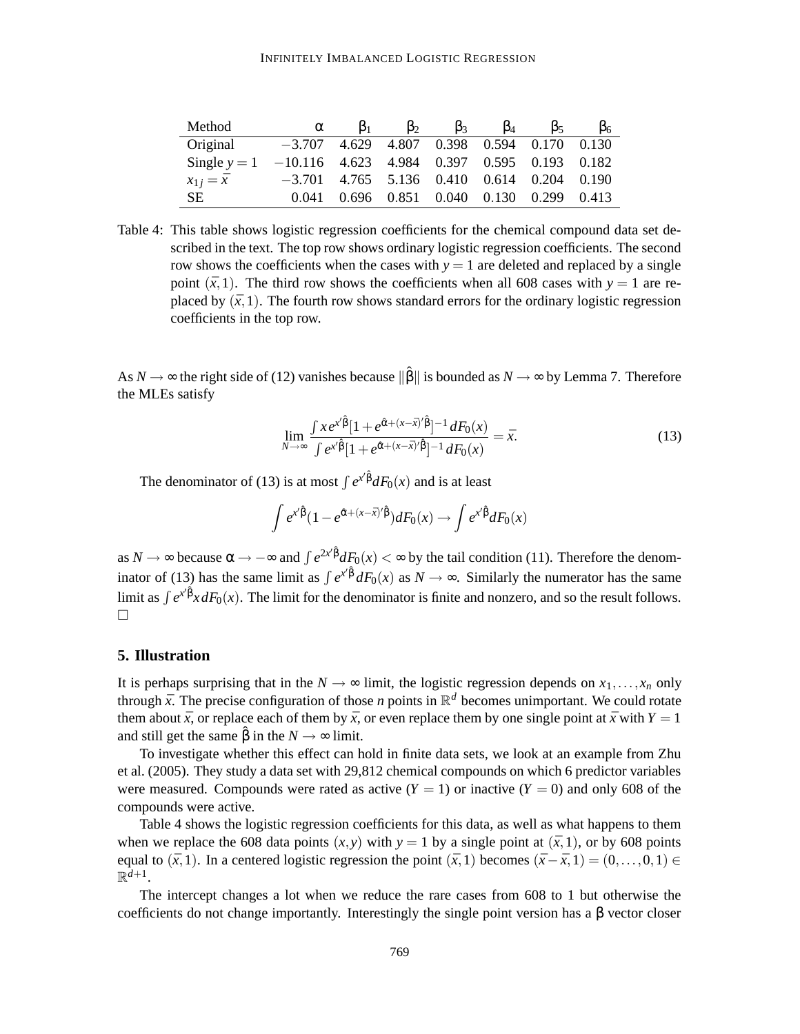| Method | $\alpha$ | $\beta_1$ | $\beta_2$ | $\beta_3$ | $\beta_4$ | $\beta_5$ | $\beta_6$ |
|---|---|---|---|---|---|---|---|
| Original | $-3.707$ | 4.629 | 4.807 | 0.398 | 0.594 | 0.170 | 0.130 |
| Single $y = 1$ | $-10.116$ | 4.623 | 4.984 | 0.397 | 0.595 | 0.193 | 0.182 |
| $x_{1j} = \bar{x}$ | $-3.701$ | 4.765 | 5.136 | 0.410 | 0.614 | 0.204 | 0.190 |
| SE | 0.041 | 0.696 | 0.851 | 0.040 | 0.130 | 0.299 | 0.413 |

Table 4: This table shows logistic regression coefficients for the chemical compound data set described in the text. The top row shows ordinary logistic regression coefficients. The second row shows the coefficients when the cases with $y = 1$ are deleted and replaced by a single point $(\bar{x}, 1)$. The third row shows the coefficients when all 608 cases with $y = 1$ are replaced by $(\bar{x}, 1)$. The fourth row shows standard errors for the ordinary logistic regression coefficients in the top row.

As $N \to \infty$ the right side of (12) vanishes because $\|\hat{\beta}\|$ is bounded as $N \to \infty$ by Lemma 7. Therefore the MLEs satisfy

$$\lim_{N \to \infty} \frac{\int x e^{x'\hat{\beta}} [1 + e^{\hat{\alpha} + (x - \bar{x})'\hat{\beta}}]^{-1} \, dF_0(x)}{\int e^{x'\hat{\beta}} [1 + e^{\hat{\alpha} + (x - \bar{x})'\hat{\beta}}]^{-1} \, dF_0(x)} = \bar{x}. \tag{13}$$

The denominator of (13) is at most $\int e^{x'\hat{\beta}} dF_0(x)$ and is at least

$$\int e^{x'\hat{\beta}} (1 - e^{\hat{\alpha} + (x - \bar{x})'\hat{\beta}}) dF_0(x) \to \int e^{x'\hat{\beta}} dF_0(x)$$

as $N \to \infty$ because $\alpha \to -\infty$ and $\int e^{2x'\hat{\beta}} dF_0(x) < \infty$ by the tail condition (11). Therefore the denominator of (13) has the same limit as $\int e^{x'\hat{\beta}} dF_0(x)$ as $N \to \infty$. Similarly the numerator has the same limit as $\int e^{x'\hat{\beta}} x \, dF_0(x)$. The limit for the denominator is finite and nonzero, and so the result follows. $\square$

## 5. Illustration

It is perhaps surprising that in the $N \to \infty$ limit, the logistic regression depends on $x_1, \ldots, x_n$ only through $\bar{x}$. The precise configuration of those $n$ points in $\mathbb{R}^d$ becomes unimportant. We could rotate them about $\bar{x}$, or replace each of them by $\bar{x}$, or even replace them by one single point at $\bar{x}$ with $Y = 1$ and still get the same $\hat{\beta}$ in the $N \to \infty$ limit.

To investigate whether this effect can hold in finite data sets, we look at an example from Zhu et al. (2005). They study a data set with 29,812 chemical compounds on which 6 predictor variables were measured. Compounds were rated as active ($Y = 1$) or inactive ($Y = 0$) and only 608 of the compounds were active.

Table 4 shows the logistic regression coefficients for this data, as well as what happens to them when we replace the 608 data points $(x, y)$ with $y = 1$ by a single point at $(\bar{x}, 1)$, or by 608 points equal to $(\bar{x}, 1)$. In a centered logistic regression the point $(\bar{x}, 1)$ becomes $(\bar{x} - \bar{x}, 1) = (0, \ldots, 0, 1) \in \mathbb{R}^{d+1}$.

The intercept changes a lot when we reduce the rare cases from 608 to 1 but otherwise the coefficients do not change importantly. Interestingly the single point version has a $\beta$ vector closer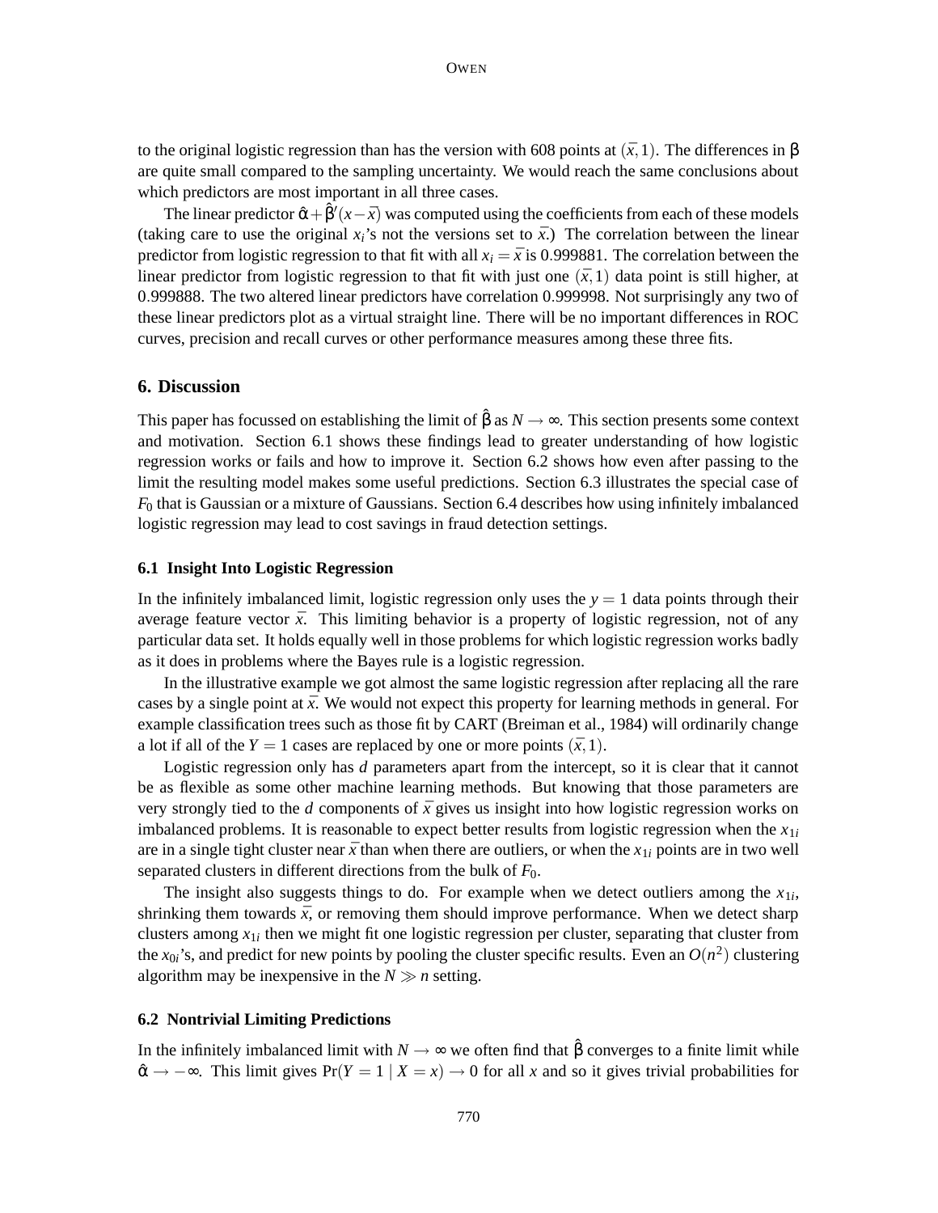to the original logistic regression than has the version with 608 points at $(\bar{x}, 1)$. The differences in $\beta$ are quite small compared to the sampling uncertainty. We would reach the same conclusions about which predictors are most important in all three cases.

The linear predictor $\hat{\alpha} + \hat{\beta}'(x - \bar{x})$ was computed using the coefficients from each of these models (taking care to use the original $x_i$'s not the versions set to $\bar{x}$.) The correlation between the linear predictor from logistic regression to that fit with all $x_i = \bar{x}$ is 0.999881. The correlation between the linear predictor from logistic regression to that fit with just one $(\bar{x}, 1)$ data point is still higher, at 0.999888. The two altered linear predictors have correlation 0.999998. Not surprisingly any two of these linear predictors plot as a virtual straight line. There will be no important differences in ROC curves, precision and recall curves or other performance measures among these three fits.

## 6. Discussion

This paper has focussed on establishing the limit of $\hat{\beta}$ as $N \to \infty$. This section presents some context and motivation. Section 6.1 shows these findings lead to greater understanding of how logistic regression works or fails and how to improve it. Section 6.2 shows how even after passing to the limit the resulting model makes some useful predictions. Section 6.3 illustrates the special case of $F_0$ that is Gaussian or a mixture of Gaussians. Section 6.4 describes how using infinitely imbalanced logistic regression may lead to cost savings in fraud detection settings.

### 6.1 Insight Into Logistic Regression

In the infinitely imbalanced limit, logistic regression only uses the $y = 1$ data points through their average feature vector $\bar{x}$. This limiting behavior is a property of logistic regression, not of any particular data set. It holds equally well in those problems for which logistic regression works badly as it does in problems where the Bayes rule is a logistic regression.

In the illustrative example we got almost the same logistic regression after replacing all the rare cases by a single point at $\bar{x}$. We would not expect this property for learning methods in general. For example classification trees such as those fit by CART (Breiman et al., 1984) will ordinarily change a lot if all of the $Y = 1$ cases are replaced by one or more points $(\bar{x}, 1)$.

Logistic regression only has $d$ parameters apart from the intercept, so it is clear that it cannot be as flexible as some other machine learning methods. But knowing that those parameters are very strongly tied to the $d$ components of $\bar{x}$ gives us insight into how logistic regression works on imbalanced problems. It is reasonable to expect better results from logistic regression when the $x_{1i}$ are in a single tight cluster near $\bar{x}$ than when there are outliers, or when the $x_{1i}$ points are in two well separated clusters in different directions from the bulk of $F_0$.

The insight also suggests things to do. For example when we detect outliers among the $x_{1i}$, shrinking them towards $\bar{x}$, or removing them should improve performance. When we detect sharp clusters among $x_{1i}$ then we might fit one logistic regression per cluster, separating that cluster from the $x_{0i}$'s, and predict for new points by pooling the cluster specific results. Even an $O(n^2)$ clustering algorithm may be inexpensive in the $N \gg n$ setting.

### 6.2 Nontrivial Limiting Predictions

In the infinitely imbalanced limit with $N \to \infty$ we often find that $\hat{\beta}$ converges to a finite limit while $\hat{\alpha} \to -\infty$. This limit gives $\Pr(Y = 1 \mid X = x) \to 0$ for all $x$ and so it gives trivial probabilities for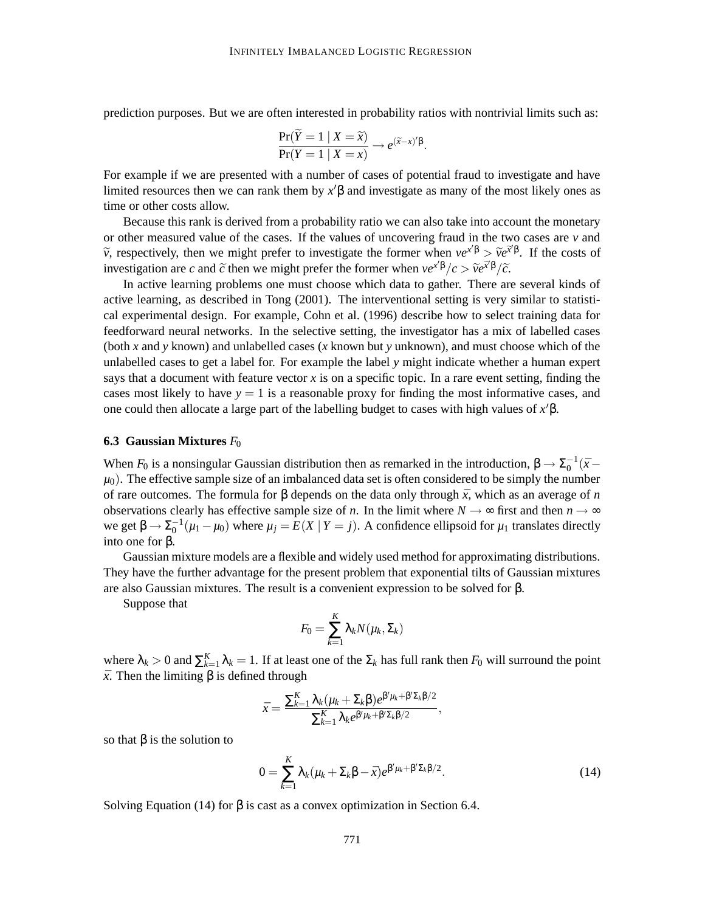prediction purposes. But we are often interested in probability ratios with nontrivial limits such as:

$$\frac{\Pr(\widetilde{Y}=1 \mid X=\widetilde{x})}{\Pr(Y=1 \mid X=x)} \to e^{(\widetilde{x}-x)'\beta}.$$

For example if we are presented with a number of cases of potential fraud to investigate and have limited resources then we can rank them by $x'\beta$ and investigate as many of the most likely ones as time or other costs allow.

Because this rank is derived from a probability ratio we can also take into account the monetary or other measured value of the cases. If the values of uncovering fraud in the two cases are $v$ and $\widetilde{v}$, respectively, then we might prefer to investigate the former when $ve^{x'\beta} > \widetilde{v}e^{\widetilde{x}'\beta}$. If the costs of investigation are $c$ and $\widetilde{c}$ then we might prefer the former when $ve^{x'\beta}/c > \widetilde{v}e^{\widetilde{x}'\beta}/\widetilde{c}$.

In active learning problems one must choose which data to gather. There are several kinds of active learning, as described in Tong (2001). The interventional setting is very similar to statistical experimental design. For example, Cohn et al. (1996) describe how to select training data for feedforward neural networks. In the selective setting, the investigator has a mix of labelled cases (both $x$ and $y$ known) and unlabelled cases ($x$ known but $y$ unknown), and must choose which of the unlabelled cases to get a label for. For example the label $y$ might indicate whether a human expert says that a document with feature vector $x$ is on a specific topic. In a rare event setting, finding the cases most likely to have $y=1$ is a reasonable proxy for finding the most informative cases, and one could then allocate a large part of the labelling budget to cases with high values of $x'\beta$.

### 6.3 Gaussian Mixtures $F_0$

When $F_0$ is a nonsingular Gaussian distribution then as remarked in the introduction, $\beta \to \Sigma_0^{-1}(\bar{x}-\mu_0)$. The effective sample size of an imbalanced data set is often considered to be simply the number of rare outcomes. The formula for $\beta$ depends on the data only through $\bar{x}$, which as an average of $n$ observations clearly has effective sample size of $n$. In the limit where $N \to \infty$ first and then $n \to \infty$ we get $\beta \to \Sigma_0^{-1}(\mu_1 - \mu_0)$ where $\mu_j = E(X \mid Y=j)$. A confidence ellipsoid for $\mu_1$ translates directly into one for $\beta$.

Gaussian mixture models are a flexible and widely used method for approximating distributions. They have the further advantage for the present problem that exponential tilts of Gaussian mixtures are also Gaussian mixtures. The result is a convenient expression to be solved for $\beta$.

Suppose that

$$F_0 = \sum_{k=1}^{K} \lambda_k N(\mu_k, \Sigma_k)$$

where $\lambda_k > 0$ and $\sum_{k=1}^{K}\lambda_k = 1$. If at least one of the $\Sigma_k$ has full rank then $F_0$ will surround the point $\bar{x}$. Then the limiting $\beta$ is defined through

$$\bar{x} = \frac{\sum_{k=1}^{K}\lambda_k(\mu_k+\Sigma_k\beta)e^{\beta'\mu_k+\beta'\Sigma_k\beta/2}}{\sum_{k=1}^{K}\lambda_k e^{\beta'\mu_k+\beta'\Sigma_k\beta/2}},$$

so that $\beta$ is the solution to

$$0 = \sum_{k=1}^{K} \lambda_k(\mu_k + \Sigma_k\beta - \bar{x})e^{\beta'\mu_k+\beta'\Sigma_k\beta/2}. \tag{14}$$

Solving Equation (14) for $\beta$ is cast as a convex optimization in Section 6.4.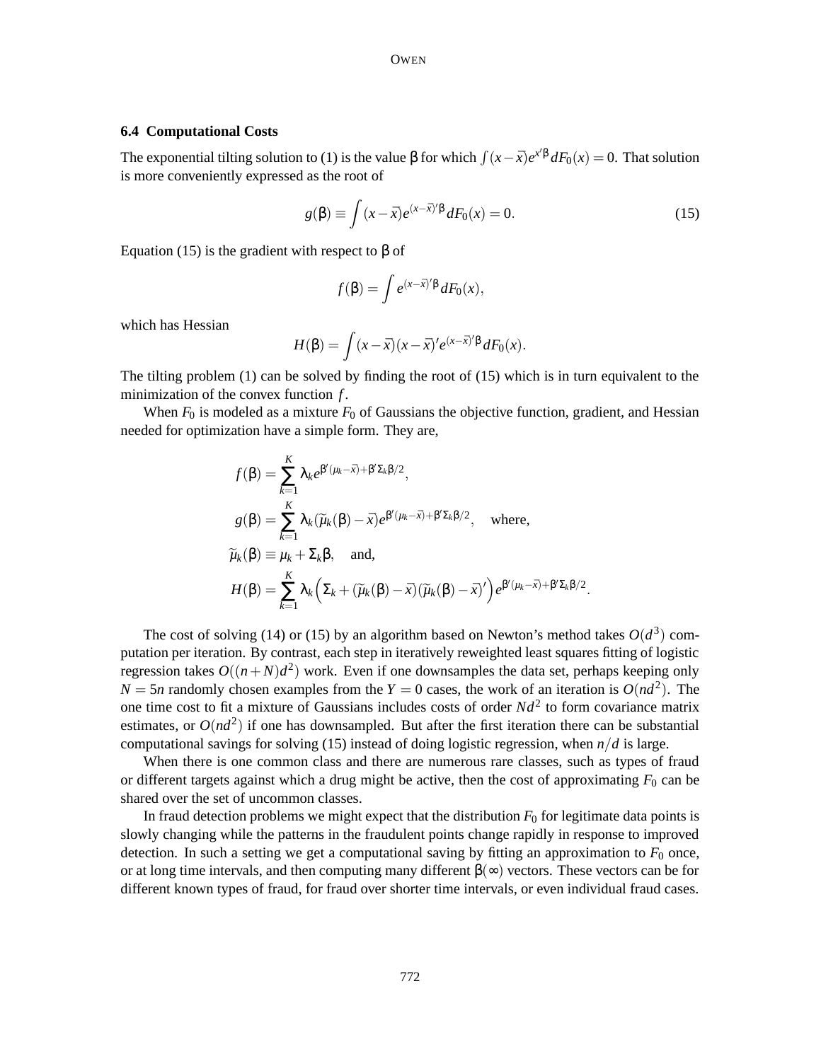### 6.4 Computational Costs

The exponential tilting solution to (1) is the value $\beta$ for which $\int (x-\bar{x})e^{x'\beta}dF_0(x) = 0$. That solution is more conveniently expressed as the root of

$$g(\beta) \equiv \int (x-\bar{x})e^{(x-\bar{x})'\beta}dF_0(x) = 0. \tag{15}$$

Equation (15) is the gradient with respect to $\beta$ of

$$f(\beta) = \int e^{(x-\bar{x})'\beta}dF_0(x),$$

which has Hessian

$$H(\beta) = \int (x-\bar{x})(x-\bar{x})'e^{(x-\bar{x})'\beta}dF_0(x).$$

The tilting problem (1) can be solved by finding the root of (15) which is in turn equivalent to the minimization of the convex function $f$.

When $F_0$ is modeled as a mixture $F_0$ of Gaussians the objective function, gradient, and Hessian needed for optimization have a simple form. They are,

$$\begin{aligned}
f(\beta) &= \sum_{k=1}^{K} \lambda_k e^{\beta'(\mu_k-\bar{x})+\beta'\Sigma_k\beta/2}, \\
g(\beta) &= \sum_{k=1}^{K} \lambda_k(\widetilde{\mu}_k(\beta)-\bar{x})e^{\beta'(\mu_k-\bar{x})+\beta'\Sigma_k\beta/2}, \quad \text{where,} \\
\widetilde{\mu}_k(\beta) &\equiv \mu_k + \Sigma_k\beta, \quad \text{and,} \\
H(\beta) &= \sum_{k=1}^{K} \lambda_k\Big(\Sigma_k + (\widetilde{\mu}_k(\beta)-\bar{x})(\widetilde{\mu}_k(\beta)-\bar{x})'\Big)e^{\beta'(\mu_k-\bar{x})+\beta'\Sigma_k\beta/2}.
\end{aligned}$$

The cost of solving (14) or (15) by an algorithm based on Newton's method takes $O(d^3)$ computation per iteration. By contrast, each step in iteratively reweighted least squares fitting of logistic regression takes $O((n+N)d^2)$ work. Even if one downsamples the data set, perhaps keeping only $N = 5n$ randomly chosen examples from the $Y = 0$ cases, the work of an iteration is $O(nd^2)$. The one time cost to fit a mixture of Gaussians includes costs of order $Nd^2$ to form covariance matrix estimates, or $O(nd^2)$ if one has downsampled. But after the first iteration there can be substantial computational savings for solving (15) instead of doing logistic regression, when $n/d$ is large.

When there is one common class and there are numerous rare classes, such as types of fraud or different targets against which a drug might be active, then the cost of approximating $F_0$ can be shared over the set of uncommon classes.

In fraud detection problems we might expect that the distribution $F_0$ for legitimate data points is slowly changing while the patterns in the fraudulent points change rapidly in response to improved detection. In such a setting we get a computational saving by fitting an approximation to $F_0$ once, or at long time intervals, and then computing many different $\beta(\infty)$ vectors. These vectors can be for different known types of fraud, for fraud over shorter time intervals, or even individual fraud cases.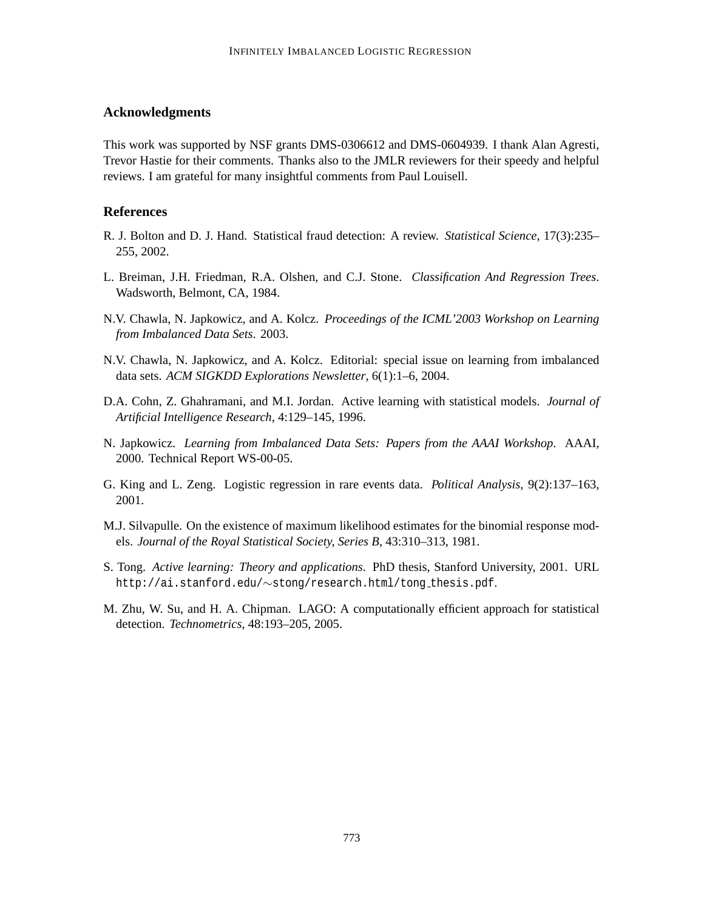## Acknowledgments

This work was supported by NSF grants DMS-0306612 and DMS-0604939. I thank Alan Agresti, Trevor Hastie for their comments. Thanks also to the JMLR reviewers for their speedy and helpful reviews. I am grateful for many insightful comments from Paul Louisell.

## References

R. J. Bolton and D. J. Hand. Statistical fraud detection: A review. *Statistical Science*, 17(3):235–255, 2002.

L. Breiman, J.H. Friedman, R.A. Olshen, and C.J. Stone. *Classification And Regression Trees*. Wadsworth, Belmont, CA, 1984.

N.V. Chawla, N. Japkowicz, and A. Kolcz. *Proceedings of the ICML'2003 Workshop on Learning from Imbalanced Data Sets*. 2003.

N.V. Chawla, N. Japkowicz, and A. Kolcz. Editorial: special issue on learning from imbalanced data sets. *ACM SIGKDD Explorations Newsletter*, 6(1):1–6, 2004.

D.A. Cohn, Z. Ghahramani, and M.I. Jordan. Active learning with statistical models. *Journal of Artificial Intelligence Research*, 4:129–145, 1996.

N. Japkowicz. *Learning from Imbalanced Data Sets: Papers from the AAAI Workshop*. AAAI, 2000. Technical Report WS-00-05.

G. King and L. Zeng. Logistic regression in rare events data. *Political Analysis*, 9(2):137–163, 2001.

M.J. Silvapulle. On the existence of maximum likelihood estimates for the binomial response models. *Journal of the Royal Statistical Society, Series B*, 43:310–313, 1981.

S. Tong. *Active learning: Theory and applications*. PhD thesis, Stanford University, 2001. URL `http://ai.stanford.edu/~stong/research.html/tong_thesis.pdf`.

M. Zhu, W. Su, and H. A. Chipman. LAGO: A computationally efficient approach for statistical detection. *Technometrics*, 48:193–205, 2005.